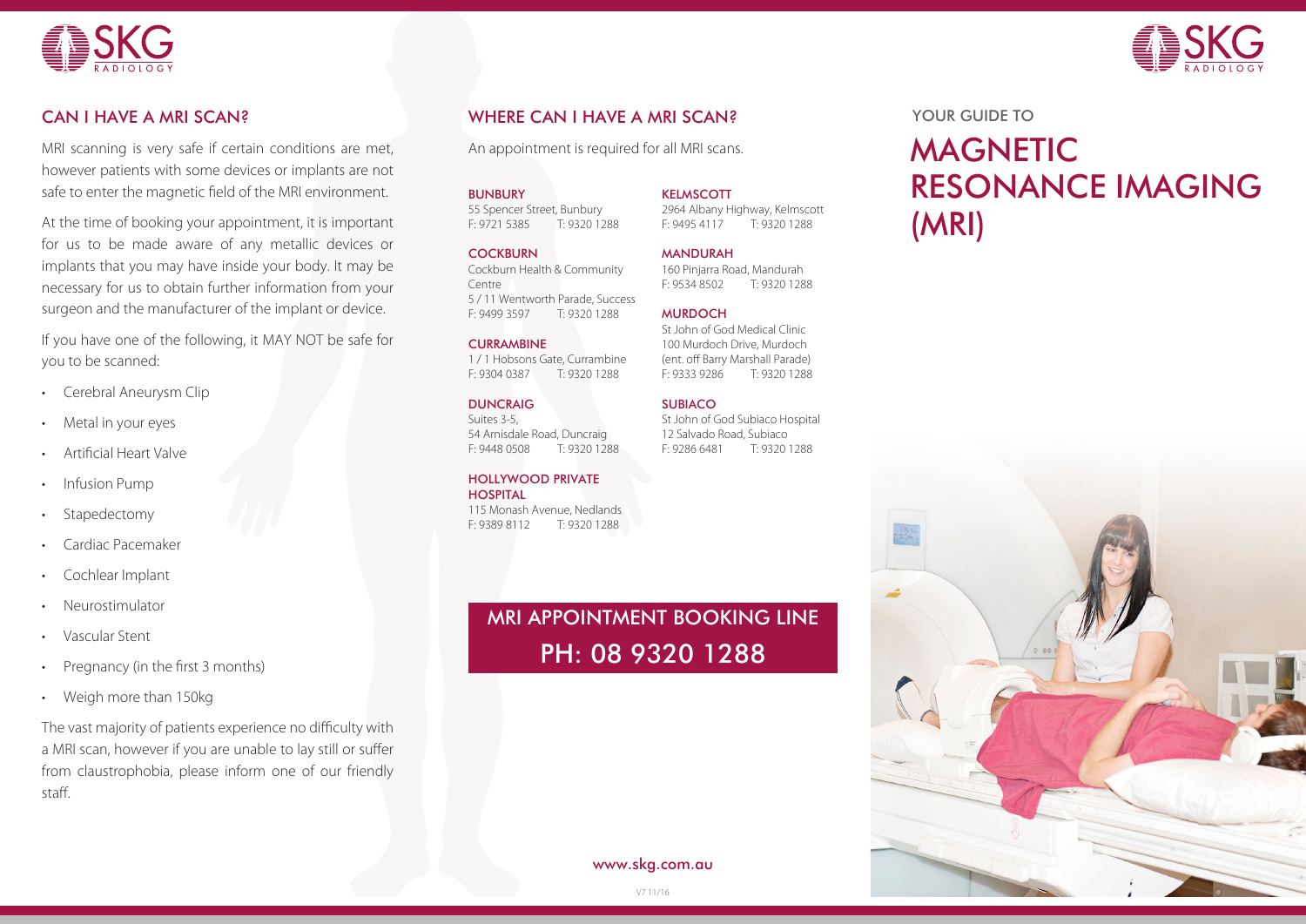## CAN I HAVE A MRI SCAN?

MRI scanning is very safe if certain conditions are met, however patients with some devices or implants are not safe to enter the magnetic field of the MRI environment.

At the time of booking your appointment, it is important for us to be made aware of any metallic devices or implants that you may have inside your body. It may be necessary for us to obtain further information from your surgeon and the manufacturer of the implant or device.

If you have one of the following, it MAY NOT be safe for you to be scanned:

- Cerebral Aneurysm Clip
- Metal in your eyes
- Artificial Heart Valve
- Infusion Pump
- Stapedectomy
- Cardiac Pacemaker
- Cochlear Implant
- Neurostimulator
- Vascular Stent
- Pregnancy (in the first 3 months)
- Weigh more than 150kg

The vast majority of patients experience no difficulty with a MRI scan, however if you are unable to lay still or suffer from claustrophobia, please inform one of our friendly staff.

## WHERE CAN I HAVE A MRI SCAN?

An appointment is required for all MRI scans.

**BUNBURY**
55 Spencer Street, Bunbury
F: 9721 5385 T: 9320 1288

**COCKBURN**
Cockburn Health & Community Centre
5 / 11 Wentworth Parade, Success
F: 9499 3597 T: 9320 1288

**CURRAMBINE**
1 / 1 Hobsons Gate, Currambine
F: 9304 0387 T: 9320 1288

**DUNCRAIG**
Suites 3-5,
54 Arnisdale Road, Duncraig
F: 9448 0508 T: 9320 1288

**HOLLYWOOD PRIVATE HOSPITAL**
115 Monash Avenue, Nedlands
F: 9389 8112 T: 9320 1288

**KELMSCOTT**
2964 Albany Highway, Kelmscott
F: 9495 4117 T: 9320 1288

**MANDURAH**
160 Pinjarra Road, Mandurah
F: 9534 8502 T: 9320 1288

**MURDOCH**
St John of God Medical Clinic
100 Murdoch Drive, Murdoch
(ent. off Barry Marshall Parade)
F: 9333 9286 T: 9320 1288

**SUBIACO**
St John of God Subiaco Hospital
12 Salvado Road, Subiaco
F: 9286 6481 T: 9320 1288

## MRI APPOINTMENT BOOKING LINE
## PH: 08 9320 1288

www.skg.com.au

V7 11/16

YOUR GUIDE TO

# MAGNETIC RESONANCE IMAGING (MRI)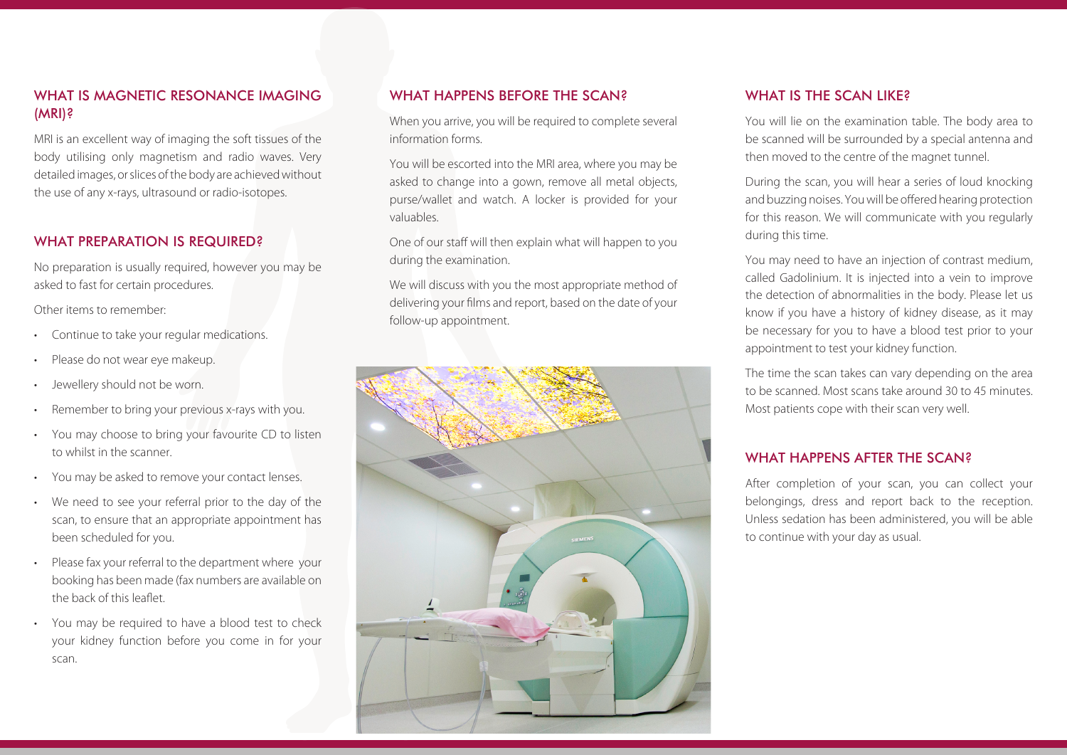## WHAT IS MAGNETIC RESONANCE IMAGING (MRI)?

MRI is an excellent way of imaging the soft tissues of the body utilising only magnetism and radio waves. Very detailed images, or slices of the body are achieved without the use of any x-rays, ultrasound or radio-isotopes.

## WHAT PREPARATION IS REQUIRED?

No preparation is usually required, however you may be asked to fast for certain procedures.

Other items to remember:

- Continue to take your regular medications.
- Please do not wear eye makeup.
- Jewellery should not be worn.
- Remember to bring your previous x-rays with you.
- You may choose to bring your favourite CD to listen to whilst in the scanner.
- You may be asked to remove your contact lenses.
- We need to see your referral prior to the day of the scan, to ensure that an appropriate appointment has been scheduled for you.
- Please fax your referral to the department where your booking has been made (fax numbers are available on the back of this leaflet.
- You may be required to have a blood test to check your kidney function before you come in for your scan.

## WHAT HAPPENS BEFORE THE SCAN?

When you arrive, you will be required to complete several information forms.

You will be escorted into the MRI area, where you may be asked to change into a gown, remove all metal objects, purse/wallet and watch. A locker is provided for your valuables.

One of our staff will then explain what will happen to you during the examination.

We will discuss with you the most appropriate method of delivering your films and report, based on the date of your follow-up appointment.

## WHAT IS THE SCAN LIKE?

You will lie on the examination table. The body area to be scanned will be surrounded by a special antenna and then moved to the centre of the magnet tunnel.

During the scan, you will hear a series of loud knocking and buzzing noises. You will be offered hearing protection for this reason. We will communicate with you regularly during this time.

You may need to have an injection of contrast medium, called Gadolinium. It is injected into a vein to improve the detection of abnormalities in the body. Please let us know if you have a history of kidney disease, as it may be necessary for you to have a blood test prior to your appointment to test your kidney function.

The time the scan takes can vary depending on the area to be scanned. Most scans take around 30 to 45 minutes. Most patients cope with their scan very well.

## WHAT HAPPENS AFTER THE SCAN?

After completion of your scan, you can collect your belongings, dress and report back to the reception. Unless sedation has been administered, you will be able to continue with your day as usual.